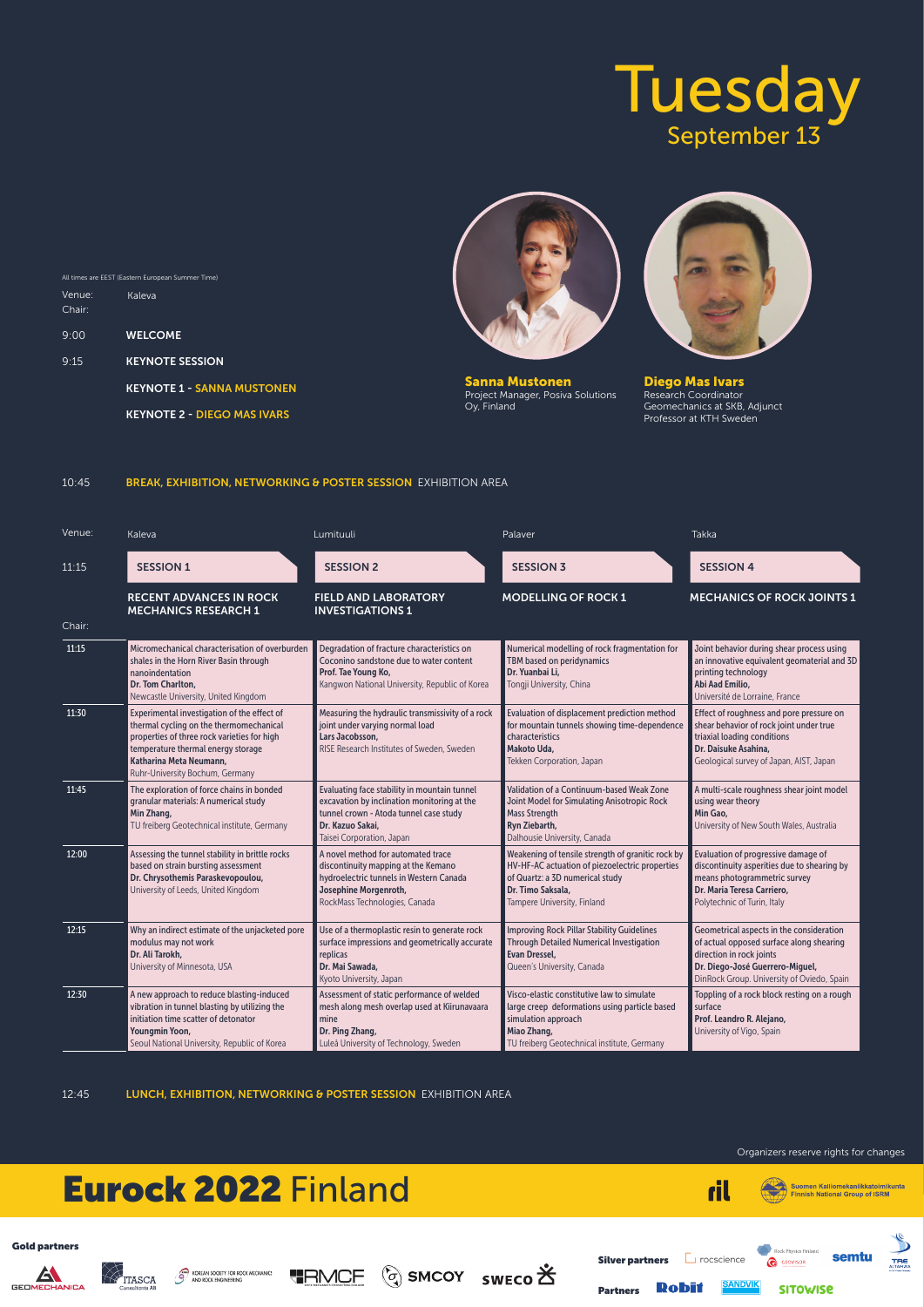# Tuesday

## September 13

All times are EEST (Eastern European Summer Time)

Venue: Kaleva

Chair:

9:00 **WELCOME**

9:15 **KEYNOTE SESSION**

**KEYNOTE 1 - SANNA MUSTONEN**

**KEYNOTE 2 - DIEGO MAS IVARS**

**Sanna Mustonen**
Project Manager, Posiva Solutions Oy, Finland

**Diego Mas Ivars**
Research Coordinator Geomechanics at SKB, Adjunct Professor at KTH Sweden

10:45 **BREAK, EXHIBITION, NETWORKING & POSTER SESSION** EXHIBITION AREA

| Venue: | Kaleva | Lumituuli | Palaver | Takka |
|---|---|---|---|---|
| 11:15 | **SESSION 1** | **SESSION 2** | **SESSION 3** | **SESSION 4** |
| | **RECENT ADVANCES IN ROCK MECHANICS RESEARCH 1** | **FIELD AND LABORATORY INVESTIGATIONS 1** | **MODELLING OF ROCK 1** | **MECHANICS OF ROCK JOINTS 1** |
| Chair: | | | | |
| 11:15 | Micromechanical characterisation of overburden shales in the Horn River Basin through nanoindentation **Dr. Tom Charlton,** Newcastle University, United Kingdom | Degradation of fracture characteristics on Coconino sandstone due to water content **Prof. Tae Young Ko,** Kangwon National University, Republic of Korea | Numerical modelling of rock fragmentation for TBM based on peridynamics **Dr. Yuanbai Li,** Tongji University, China | Joint behavior during shear process using an innovative equivalent geomaterial and 3D printing technology **Abi Aad Emilio,** Université de Lorraine, France |
| 11:30 | Experimental investigation of the effect of thermal cycling on the thermomechanical properties of three rock varieties for high temperature thermal energy storage **Katharina Meta Neumann,** Ruhr-University Bochum, Germany | Measuring the hydraulic transmissivity of a rock joint under varying normal load **Lars Jacobsson,** RISE Research Institutes of Sweden, Sweden | Evaluation of displacement prediction method for mountain tunnels showing time-dependence characteristics **Makoto Uda,** Tekken Corporation, Japan | Effect of roughness and pore pressure on shear behavior of rock joint under true triaxial loading conditions **Dr. Daisuke Asahina,** Geological survey of Japan, AIST, Japan |
| 11:45 | The exploration of force chains in bonded granular materials: A numerical study **Min Zhang,** TU freiberg Geotechnical institute, Germany | Evaluating face stability in mountain tunnel excavation by inclination monitoring at the tunnel crown - Atoda tunnel case study **Dr. Kazuo Sakai,** Taisei Corporation, Japan | Validation of a Continuum-based Weak Zone Joint Model for Simulating Anisotropic Rock Mass Strength **Ryn Ziebarth,** Dalhousie University, Canada | A multi-scale roughness shear joint model using wear theory **Min Gao,** University of New South Wales, Australia |
| 12:00 | Assessing the tunnel stability in brittle rocks based on strain bursting assessment **Dr. Chrysothemis Paraskevopoulou,** University of Leeds, United Kingdom | A novel method for automated trace discontinuity mapping at the Kemano hydroelectric tunnels in Western Canada **Josephine Morgenroth,** RockMass Technologies, Canada | Weakening of tensile strength of granitic rock by HV-HF-AC actuation of piezoelectric properties of Quartz: a 3D numerical study **Dr. Timo Saksala,** Tampere University, Finland | Evaluation of progressive damage of discontinuity asperities due to shearing by means photogrammetric survey **Dr. Maria Teresa Carriero,** Polytechnic of Turin, Italy |
| 12:15 | Why an indirect estimate of the unjacketed pore modulus may not work **Dr. Ali Tarokh,** University of Minnesota, USA | Use of a thermoplastic resin to generate rock surface impressions and geometrically accurate replicas **Dr. Mai Sawada,** Kyoto University, Japan | Improving Rock Pillar Stability Guidelines Through Detailed Numerical Investigation **Evan Dressel,** Queen's University, Canada | Geometrical aspects in the consideration of actual opposed surface along shearing direction in rock joints **Dr. Diego-José Guerrero-Miguel,** DinRock Group. University of Oviedo, Spain |
| 12:30 | A new approach to reduce blasting-induced vibration in tunnel blasting by utilizing the initiation time scatter of detonator **Youngmin Yoon,** Seoul National University, Republic of Korea | Assessment of static performance of welded mesh along mesh overlap used at Kiirunavaara mine **Dr. Ping Zhang,** Luleå University of Technology, Sweden | Visco-elastic constitutive law to simulate large creep deformations using particle based simulation approach **Miao Zhang,** TU freiberg Geotechnical institute, Germany | Toppling of a rock block resting on a rough surface **Prof. Leandro R. Alejano,** University of Vigo, Spain |

12:45 **LUNCH, EXHIBITION, NETWORKING & POSTER SESSION** EXHIBITION AREA

Organizers reserve rights for changes

**Eurock 2022** Finland

ril — Suomen Kalliomekaniikkatoimikunta Finnish National Group of ISRM

**Gold partners**: GEOMECHANICA, ITASCA Consultants AB, Korean Society for Rock Mechanics and Rock Engineering, RMCF, SMCOY, SWECO

**Silver partners**: rocscience, Rock Physics Finland, GEOVISOR, semtu, TRE ALTAMIRA

**Partners**: Robit, SANDVIK, SITOWISE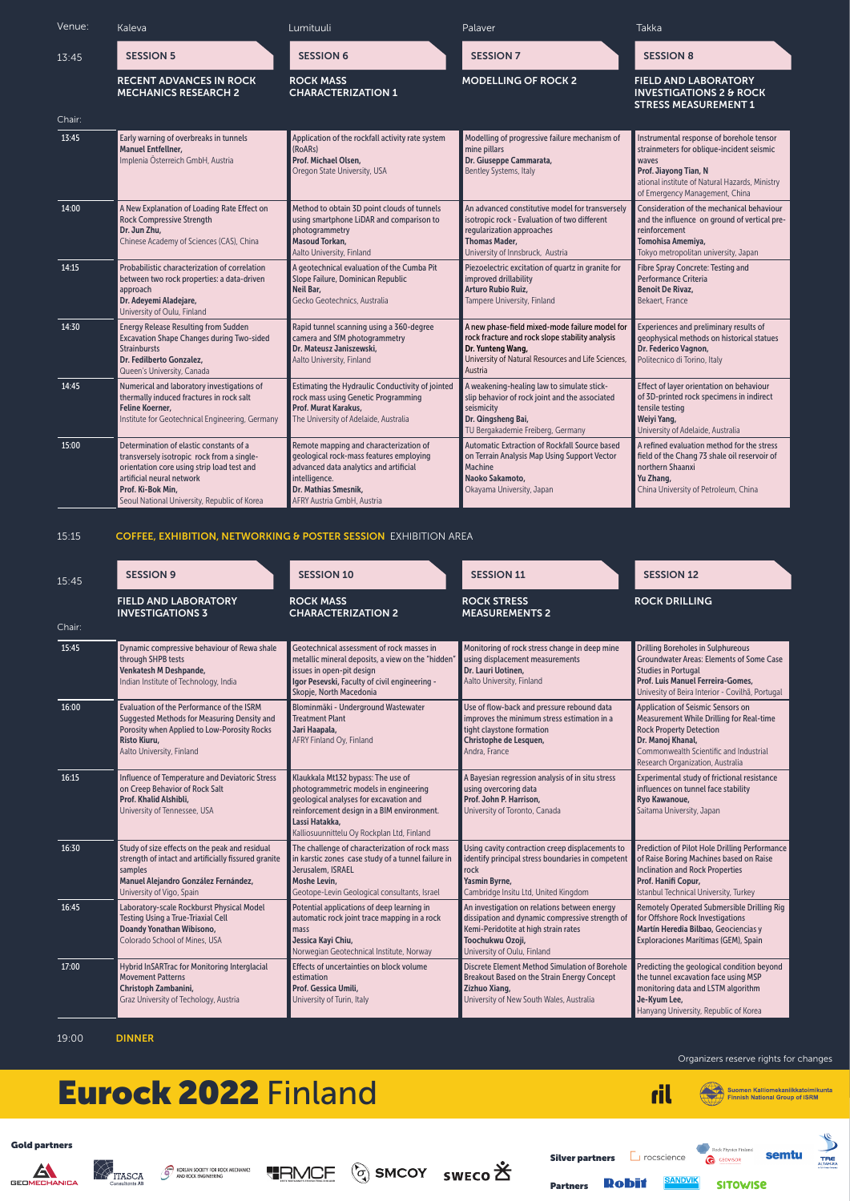| Venue: | Kaleva | Lumituuli | Palaver | Takka |
|---|---|---|---|---|
| 13:45 | **SESSION 5** | **SESSION 6** | **SESSION 7** | **SESSION 8** |
| | **RECENT ADVANCES IN ROCK MECHANICS RESEARCH 2** | **ROCK MASS CHARACTERIZATION 1** | **MODELLING OF ROCK 2** | **FIELD AND LABORATORY INVESTIGATIONS 2 & ROCK STRESS MEASUREMENT 1** |
| Chair: | | | | |
| 13:45 | Early warning of overbreaks in tunnels **Manuel Entfellner,** Implenia Österreich GmbH, Austria | Application of the rockfall activity rate system (RoARs) **Prof. Michael Olsen,** Oregon State University, USA | Modelling of progressive failure mechanism of mine pillars **Dr. Giuseppe Cammarata,** Bentley Systems, Italy | Instrumental response of borehole tensor strainmeters for oblique-incident seismic waves **Prof. Jiayong Tian, N** ational institute of Natural Hazards, Ministry of Emergency Management, China |
| 14:00 | A New Explanation of Loading Rate Effect on Rock Compressive Strength **Dr. Jun Zhu,** Chinese Academy of Sciences (CAS), China | Method to obtain 3D point clouds of tunnels using smartphone LiDAR and comparison to photogrammetry **Masoud Torkan,** Aalto University, Finland | An advanced constitutive model for transversely isotropic rock - Evaluation of two different regularization approaches **Thomas Mader,** University of Innsbruck, Austria | Consideration of the mechanical behaviour and the influence on ground of vertical pre-reinforcement **Tomohisa Amemiya,** Tokyo metropolitan university, Japan |
| 14:15 | Probabilistic characterization of correlation between two rock properties: a data-driven approach **Dr. Adeyemi Aladejare,** University of Oulu, Finland | A geotechnical evaluation of the Cumba Pit Slope Failure, Dominican Republic **Neil Bar,** Gecko Geotechnics, Australia | Piezoelectric excitation of quartz in granite for improved drillability **Arturo Rubio Ruiz,** Tampere University, Finland | Fibre Spray Concrete: Testing and Performance Criteria **Benoit De Rivaz,** Bekaert, France |
| 14:30 | Energy Release Resulting from Sudden Excavation Shape Changes during Two-sided Strainbursts **Dr. Fedilberto Gonzalez,** Queen's University, Canada | Rapid tunnel scanning using a 360-degree camera and SfM photogrammetry **Dr. Mateusz Janiszewski,** Aalto University, Finland | A new phase-field mixed-mode failure model for rock fracture and rock slope stability analysis **Dr. Yunteng Wang,** University of Natural Resources and Life Sciences, Austria | Experiences and preliminary results of geophysical methods on historical statues **Dr. Federico Vagnon,** Politecnico di Torino, Italy |
| 14:45 | Numerical and laboratory investigations of thermally induced fractures in rock salt **Feline Koerner,** Institute for Geotechnical Engineering, Germany | Estimating the Hydraulic Conductivity of jointed rock mass using Genetic Programming **Prof. Murat Karakus,** The University of Adelaide, Australia | A weakening-healing law to simulate stick-slip behavior of rock joint and the associated seismicity **Dr. Qingsheng Bai,** TU Bergakademie Freiberg, Germany | Effect of layer orientation on behaviour of 3D-printed rock specimens in indirect tensile testing **Weiyi Yang,** University of Adelaide, Australia |
| 15:00 | Determination of elastic constants of a transversely isotropic rock from a single-orientation core using strip load test and artificial neural network **Prof. Ki-Bok Min,** Seoul National University, Republic of Korea | Remote mapping and characterization of geological rock-mass features employing advanced data analytics and artificial intelligence. **Dr. Mathias Smesnik,** AFRY Austria GmbH, Austria | Automatic Extraction of Rockfall Source based on Terrain Analysis Map Using Support Vector Machine **Naoko Sakamoto,** Okayama University, Japan | A refined evaluation method for the stress field of the Chang 73 shale oil reservoir of northern Shaanxi **Yu Zhang,** China University of Petroleum, China |

15:15 **COFFEE, EXHIBITION, NETWORKING & POSTER SESSION** EXHIBITION AREA

| 15:45 | **SESSION 9** | **SESSION 10** | **SESSION 11** | **SESSION 12** |
|---|---|---|---|---|
| | **FIELD AND LABORATORY INVESTIGATIONS 3** | **ROCK MASS CHARACTERIZATION 2** | **ROCK STRESS MEASUREMENTS 2** | **ROCK DRILLING** |
| Chair: | | | | |
| 15:45 | Dynamic compressive behaviour of Rewa shale through SHPB tests **Venkatesh M Deshpande,** Indian Institute of Technology, India | Geotechnical assessment of rock masses in metallic mineral deposits, a view on the "hidden" issues in open-pit design **Igor Pesevski, Faculty of civil engineering - Skopje, North Macedonia** | Monitoring of rock stress change in deep mine using displacement measurements **Dr. Lauri Uotinen,** Aalto University, Finland | Drilling Boreholes in Sulphureous Groundwater Areas: Elements of Some Case Studies in Portugal **Prof. Luis Manuel Ferreira-Gomes,** Univesity of Beira Interior - Covilhã, Portugal |
| 16:00 | Evaluation of the Performance of the ISRM Suggested Methods for Measuring Density and Porosity when Applied to Low-Porosity Rocks **Risto Kiuru,** Aalto University, Finland | Blominmäki - Underground Wastewater Treatment Plant **Jari Haapala,** AFRY Finland Oy, Finland | Use of flow-back and pressure rebound data improves the minimum stress estimation in a tight claystone formation **Christophe de Lesquen,** Andra, France | Application of Seismic Sensors on Measurement While Drilling for Real-time Rock Property Detection **Dr. Manoj Khanal,** Commonwealth Scientific and Industrial Research Organization, Australia |
| 16:15 | Influence of Temperature and Deviatoric Stress on Creep Behavior of Rock Salt **Prof. Khalid Alshibli,** University of Tennessee, USA | Klaukkala Mt132 bypass: The use of photogrammetric models in engineering geological analyses for excavation and reinforcement design in a BIM environment. **Lassi Hatakka,** Kalliosuunnittelu Oy Rockplan Ltd, Finland | A Bayesian regression analysis of in situ stress using overcoring data **Prof. John P. Harrison,** University of Toronto, Canada | Experimental study of frictional resistance influences on tunnel face stability **Ryo Kawanoue,** Saitama University, Japan |
| 16:30 | Study of size effects on the peak and residual strength of intact and artificially fissured granite samples **Manuel Alejandro González Fernández,** University of Vigo, Spain | The challenge of characterization of rock mass in karstic zones case study of a tunnel failure in Jerusalem, ISRAEL **Moshe Levin,** Geotope-Levin Geological consultants, Israel | Using cavity contraction creep displacements to identify principal stress boundaries in competent rock **Yasmin Byrne,** Cambridge Insitu Ltd, United Kingdom | Prediction of Pilot Hole Drilling Performance of Raise Boring Machines based on Raise Inclination and Rock Properties **Prof. Hanifi Copur,** Istanbul Technical University, Turkey |
| 16:45 | Laboratory-scale Rockburst Physical Model Testing Using a True-Triaxial Cell **Doandy Yonathan Wibisono,** Colorado School of Mines, USA | Potential applications of deep learning in automatic rock joint trace mapping in a rock mass **Jessica Kayi Chiu,** Norwegian Geotechnical Institute, Norway | An investigation on relations between energy dissipation and dynamic compressive strength of Kemi-Peridotite at high strain rates **Toochukwu Ozoji,** University of Oulu, Finland | Remotely Operated Submersible Drilling Rig for Offshore Rock Investigations **Martín Heredia Bilbao, Geociencias y Exploraciones Marítimas (GEM), Spain** |
| 17:00 | Hybrid InSARTrac for Monitoring Interglacial Movement Patterns **Christoph Zambanini,** Graz University of Techology, Austria | Effects of uncertainties on block volume estimation **Prof. Gessica Umili,** University of Turin, Italy | Discrete Element Method Simulation of Borehole Breakout Based on the Strain Energy Concept **Zizhuo Xiang,** University of New South Wales, Australia | Predicting the geological condition beyond the tunnel excavation face using MSP monitoring data and LSTM algorithm **Je-Kyum Lee,** Hanyang University, Republic of Korea |

19:00 **DINNER**

Organizers reserve rights for changes

# Eurock 2022 Finland

ril — Suomen Kalliomekaniikkatoimikunta Finnish National Group of ISRM

**Gold partners:** Geomechanica, Itasca Consultants AB, Korean Society for Rock Mechanics and Rock Engineering, RMCF, SMCOY, Sweco

**Silver partners:** rocscience, Rock Physics Finland, Geovisor, semtu, TRE Altamira

**Partners:** Robit, Sandvik, Sitowise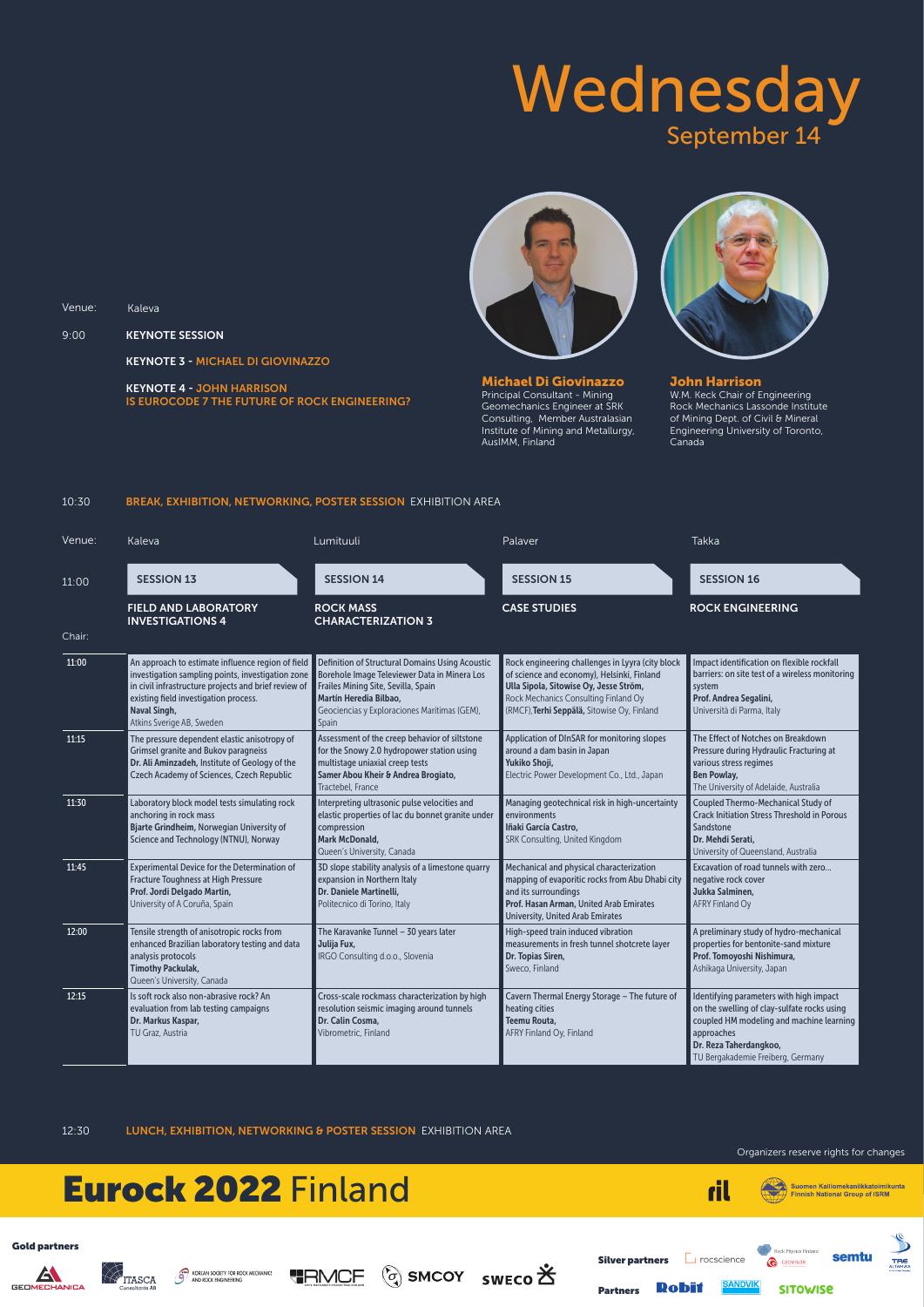# Wednesday

## September 14

Venue: Kaleva

9:00 **KEYNOTE SESSION**

**KEYNOTE 3 - MICHAEL DI GIOVINAZZO**

**KEYNOTE 4 - JOHN HARRISON**
**IS EUROCODE 7 THE FUTURE OF ROCK ENGINEERING?**

**Michael Di Giovinazzo**
Principal Consultant - Mining Geomechanics Engineer at SRK Consulting, Member Australasian Institute of Mining and Metallurgy, AusIMM, Finland

**John Harrison**
W.M. Keck Chair of Engineering Rock Mechanics Lassonde Institute of Mining Dept. of Civil & Mineral Engineering University of Toronto, Canada

10:30 **BREAK, EXHIBITION, NETWORKING, POSTER SESSION** EXHIBITION AREA

| Venue: | Kaleva | Lumituuli | Palaver | Takka |
|---|---|---|---|---|
| 11:00 | **SESSION 13** | **SESSION 14** | **SESSION 15** | **SESSION 16** |
| | **FIELD AND LABORATORY INVESTIGATIONS 4** | **ROCK MASS CHARACTERIZATION 3** | **CASE STUDIES** | **ROCK ENGINEERING** |
| Chair: | | | | |
| 11:00 | An approach to estimate influence region of field investigation sampling points, investigation zone in civil infrastructure projects and brief review of existing field investigation process. **Naval Singh,** Atkins Sverige AB, Sweden | Definition of Structural Domains Using Acoustic Borehole Image Televiewer Data in Minera Los Frailes Mining Site, Sevilla, Spain **Martín Heredia Bilbao,** Geociencias y Exploraciones Marítimas (GEM), Spain | Rock engineering challenges in Lyyra (city block of science and economy), Helsinki, Finland **Ulla Sipola, Sitowise Oy, Jesse Ström,** Rock Mechanics Consulting Finland Oy (RMCF),**Terhi Seppälä,** Sitowise Oy, Finland | Impact identification on flexible rockfall barriers: on site test of a wireless monitoring system **Prof. Andrea Segalini,** Università di Parma, Italy |
| 11:15 | The pressure dependent elastic anisotropy of Grimsel granite and Bukov paragneiss **Dr. Ali Aminzadeh,** Institute of Geology of the Czech Academy of Sciences, Czech Republic | Assessment of the creep behavior of siltstone for the Snowy 2.0 hydropower station using multistage uniaxial creep tests **Samer Abou Kheir & Andrea Brogiato,** Tractebel, France | Application of DInSAR for monitoring slopes around a dam basin in Japan **Yukiko Shoji,** Electric Power Development Co., Ltd., Japan | The Effect of Notches on Breakdown Pressure during Hydraulic Fracturing at various stress regimes **Ben Powlay,** The University of Adelaide, Australia |
| 11:30 | Laboratory block model tests simulating rock anchoring in rock mass **Bjarte Grindheim,** Norwegian University of Science and Technology (NTNU), Norway | Interpreting ultrasonic pulse velocities and elastic properties of lac du bonnet granite under compression **Mark McDonald,** Queen's University, Canada | Managing geotechnical risk in high-uncertainty environments **Iñaki García Castro,** SRK Consulting, United Kingdom | Coupled Thermo-Mechanical Study of Crack Initiation Stress Threshold in Porous Sandstone **Dr. Mehdi Serati,** University of Queensland, Australia |
| 11:45 | Experimental Device for the Determination of Fracture Toughness at High Pressure **Prof. Jordi Delgado Martín,** University of A Coruña, Spain | 3D slope stability analysis of a limestone quarry expansion in Northern Italy **Dr. Daniele Martinelli,** Politecnico di Torino, Italy | Mechanical and physical characterization mapping of evaporitic rocks from Abu Dhabi city and its surroundings **Prof. Hasan Arman,** United Arab Emirates University, United Arab Emirates | Excavation of road tunnels with zero... negative rock cover **Jukka Salminen,** AFRY Finland Oy |
| 12:00 | Tensile strength of anisotropic rocks from enhanced Brazilian laboratory testing and data analysis protocols **Timothy Packulak,** Queen's University, Canada | The Karavanke Tunnel – 30 years later **Julija Fux,** IRGO Consulting d.o.o., Slovenia | High-speed train induced vibration measurements in fresh tunnel shotcrete layer **Dr. Topias Siren,** Sweco, Finland | A preliminary study of hydro-mechanical properties for bentonite-sand mixture **Prof. Tomoyoshi Nishimura,** Ashikaga University, Japan |
| 12:15 | Is soft rock also non-abrasive rock? An evaluation from lab testing campaigns **Dr. Markus Kaspar,** TU Graz, Austria | Cross-scale rockmass characterization by high resolution seismic imaging around tunnels **Dr. Calin Cosma,** Vibrometric, Finland | Cavern Thermal Energy Storage – The future of heating cities **Teemu Routa,** AFRY Finland Oy, Finland | Identifying parameters with high impact on the swelling of clay-sulfate rocks using coupled HM modeling and machine learning approaches **Dr. Reza Taherdangkoo,** TU Bergakademie Freiberg, Germany |

12:30 **LUNCH, EXHIBITION, NETWORKING & POSTER SESSION** EXHIBITION AREA

Organizers reserve rights for changes

**Eurock 2022** Finland

**Gold partners**

**Silver partners**

**Partners**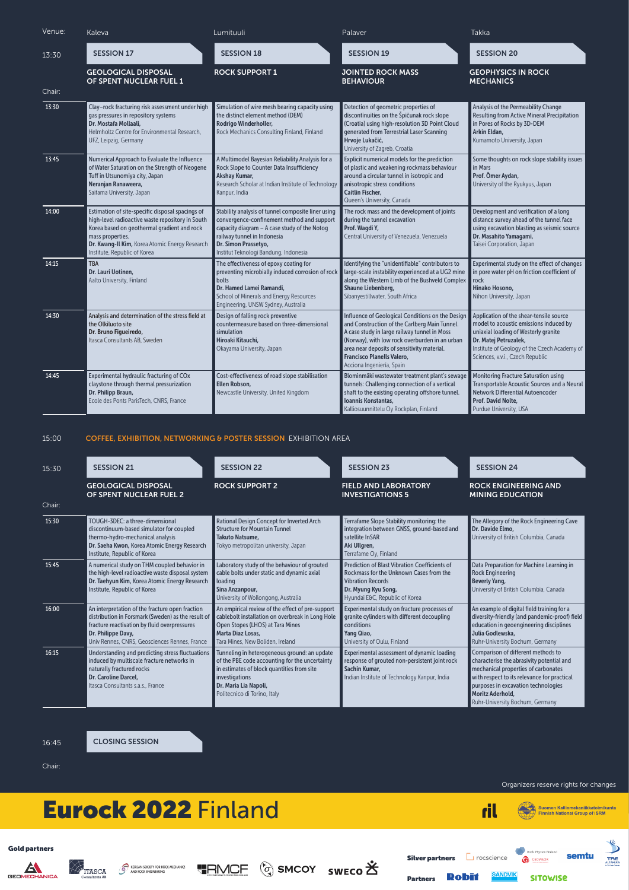| Venue: | Kaleva | Lumituuli | Palaver | Takka |
|---|---|---|---|---|
| 13:30 | **SESSION 17** | **SESSION 18** | **SESSION 19** | **SESSION 20** |
| | **GEOLOGICAL DISPOSAL OF SPENT NUCLEAR FUEL 1** | **ROCK SUPPORT 1** | **JOINTED ROCK MASS BEHAVIOUR** | **GEOPHYSICS IN ROCK MECHANICS** |
| Chair: | | | | |
| 13:30 | Clay–rock fracturing risk assessment under high gas pressures in repository systems **Dr. Mostafa Mollaali,** Helmholtz Centre for Environmental Research, UFZ, Leipzig, Germany | Simulation of wire mesh bearing capacity using the distinct element method (DEM) **Rodrigo Winderholler,** Rock Mechanics Consulting Finland, Finland | Detection of geometric properties of discontinuities on the Špičunak rock slope (Croatia) using high-resolution 3D Point Cloud generated from Terrestrial Laser Scanning **Hrvoje Lukačić,** University of Zagreb, Croatia | Analysis of the Permeability Change Resulting from Active Mineral Precipitation in Pores of Rocks by 3D-DEM **Arkin Eldan,** Kumamoto University, Japan |
| 13:45 | Numerical Approach to Evaluate the Influence of Water Saturation on the Strength of Neogene Tuff in Utsunomiya city, Japan **Neranjan Ranaweera,** Saitama University, Japan | A Multimodel Bayesian Reliability Analysis for a Rock Slope to Counter Data Insufficiency **Akshay Kumar,** Research Scholar at Indian Institute of Technology Kanpur, India | Explicit numerical models for the prediction of plastic and weakening rockmass behaviour around a circular tunnel in isotropic and anisotropic stress conditions **Caitlin Fischer,** Queen's University, Canada | Some thoughts on rock slope stability issues in Mars **Prof. Ömer Aydan,** University of the Ryukyus, Japan |
| 14:00 | Estimation of site-specific disposal spacings of high-level radioactive waste repository in South Korea based on geothermal gradient and rock mass properties. **Dr. Kwang-Il Kim,** Korea Atomic Energy Research Institute, Republic of Korea | Stability analysis of tunnel composite liner using convergence-confinement method and support capacity diagram – A case study of the Notog railway tunnel in Indonesia **Dr. Simon Prassetyo,** Institut Teknologi Bandung, Indonesia | The rock mass and the development of joints during the tunnel excavation **Prof. Wagdi Y,** Central University of Venezuela, Venezuela | Development and verification of a long distance survey ahead of the tunnel face using excavation blasting as seismic source **Dr. Masahito Yamagami,** Taisei Corporation, Japan |
| 14:15 | TBA **Dr. Lauri Uotinen,** Aalto University, Finland | The effectiveness of epoxy coating for preventing microbially induced corrosion of rock bolts **Dr. Hamed Lamei Ramandi,** School of Minerals and Energy Resources Engineering, UNSW Sydney, Australia | Identifying the "unidentifiable" contributors to large-scale instability experienced at a UG2 mine along the Western Limb of the Bushveld Complex **Shaune Liebenberg,** Sibanyestillwater, South Africa | Experimental study on the effect of changes in pore water pH on friction coefficient of rock **Hinako Hosono,** Nihon University, Japan |
| 14:30 | Analysis and determination of the stress field at the Olkiluoto site **Dr. Bruno Figueiredo,** Itasca Consultants AB, Sweden | Design of falling rock preventive countermeasure based on three-dimensional simulation **Hiroaki Kitauchi,** Okayama University, Japan | Influence of Geological Conditions on the Design and Construction of the Carlberg Main Tunnel. A case study in large railway tunnel in Moss (Norway), with low rock overburden in an urban area near deposits of sensitivity material. **Francisco Planells Valero,** Acciona Ingeniería, Spain | Application of the shear-tensile source model to acoustic emissions induced by uniaxial loading of Westerly granite **Dr. Matej Petruzalek,** Institute of Geology of the Czech Academy of Sciences, v.v.i., Czech Republic |
| 14:45 | Experimental hydraulic fracturing of COx claystone through thermal pressurization **Dr. Philipp Braun,** Ecole des Ponts ParisTech, CNRS, France | Cost-effectiveness of road slope stabilisation **Ellen Robson,** Newcastle University, United Kingdom | Blominmäki wastewater treatment plant's sewage tunnels: Challenging connection of a vertical shaft to the existing operating offshore tunnel. **Ioannis Konstantas,** Kalliosuunnittelu Oy Rockplan, Finland | Monitoring Fracture Saturation using Transportable Acoustic Sources and a Neural Network Differential Autoencoder **Prof. David Nolte,** Purdue University, USA |

15:00 **COFFEE, EXHIBITION, NETWORKING & POSTER SESSION** EXHIBITION AREA

| | | | | |
|---|---|---|---|---|
| 15:30 | **SESSION 21** | **SESSION 22** | **SESSION 23** | **SESSION 24** |
| | **GEOLOGICAL DISPOSAL OF SPENT NUCLEAR FUEL 2** | **ROCK SUPPORT 2** | **FIELD AND LABORATORY INVESTIGATIONS 5** | **ROCK ENGINEERING AND MINING EDUCATION** |
| Chair: | | | | |
| 15:30 | TOUGH-3DEC: a three-dimensional discontinuum-based simulator for coupled thermo-hydro-mechanical analysis **Dr. Saeha Kwon,** Korea Atomic Energy Research Institute, Republic of Korea | Rational Design Concept for Inverted Arch Structure for Mountain Tunnel **Takuto Natsume,** Tokyo metropolitan university, Japan | Terrafame Slope Stability monitoring: the integration between GNSS, ground-based and satellite InSAR **Aki Ullgren,** Terrafame Oy, Finland | The Allegory of the Rock Engineering Cave **Dr. Davide Elmo,** University of British Columbia, Canada |
| 15:45 | A numerical study on THM coupled behavior in the high-level radioactive waste disposal system **Dr. Taehyun Kim,** Korea Atomic Energy Research Institute, Republic of Korea | Laboratory study of the behaviour of grouted cable bolts under static and dynamic axial loading **Sina Anzanpour,** University of Wollongong, Australia | Prediction of Blast Vibration Coefficients of Rockmass for the Unknown Cases from the Vibration Records **Dr. Myung Kyu Song,** Hyundai E&C, Republic of Korea | Data Preparation for Machine Learning in Rock Engineering **Beverly Yang,** University of British Columbia, Canada |
| 16:00 | An interpretation of the fracture open fraction distribution in Forsmark (Sweden) as the result of fracture reactivation by fluid overpressures **Dr. Philippe Davy,** Univ Rennes, CNRS, Geosciences Rennes, France | An empirical review of the effect of pre-support cablebolt installation on overbreak in Long Hole Open Stopes (LHOS) at Tara Mines **Marta Diaz Losas,** Tara Mines, New Boliden, Ireland | Experimental study on fracture processes of granite cylinders with different decoupling conditions **Yang Qiao,** University of Oulu, Finland | An example of digital field training for a diversity-friendly (and pandemic-proof) field education in geoengineering disciplines **Julia Godlewska,** Ruhr-University Bochum, Germany |
| 16:15 | Understanding and predicting stress fluctuations induced by multiscale fracture networks in naturally fractured rocks **Dr. Caroline Darcel,** Itasca Consultants s.a.s., France | Tunneling in heterogeneous ground: an update of the PBE code accounting for the uncertainty in estimates of block quantities from site investigations **Dr. Maria Lia Napoli,** Politecnico di Torino, Italy | Experimental assessment of dynamic loading response of grouted non-persistent joint rock **Sachin Kumar,** Indian Institute of Technology Kanpur, India | Comparison of different methods to characterise the abrasivity potential and mechanical properties of carbonates with respect to its relevance for practical purposes in excavation technologies **Moritz Aderhold,** Ruhr-University Bochum, Germany |

16:45 **CLOSING SESSION**

Chair:

Organizers reserve rights for changes

# Eurock 2022 Finland

ril — Suomen Kalliomekaniikkatoimikunta Finnish National Group of ISRM

**Gold partners:** Geomechanica, Itasca Consultants AB, Korean Society for Rock Mechanics and Rock Engineering, RMCF, SMCOY, Sweco

**Silver partners:** rocscience, Rock Physics Finland, Geovisor, semtu, TRE Altamira

**Partners:** Robit, Sandvik, Sitowise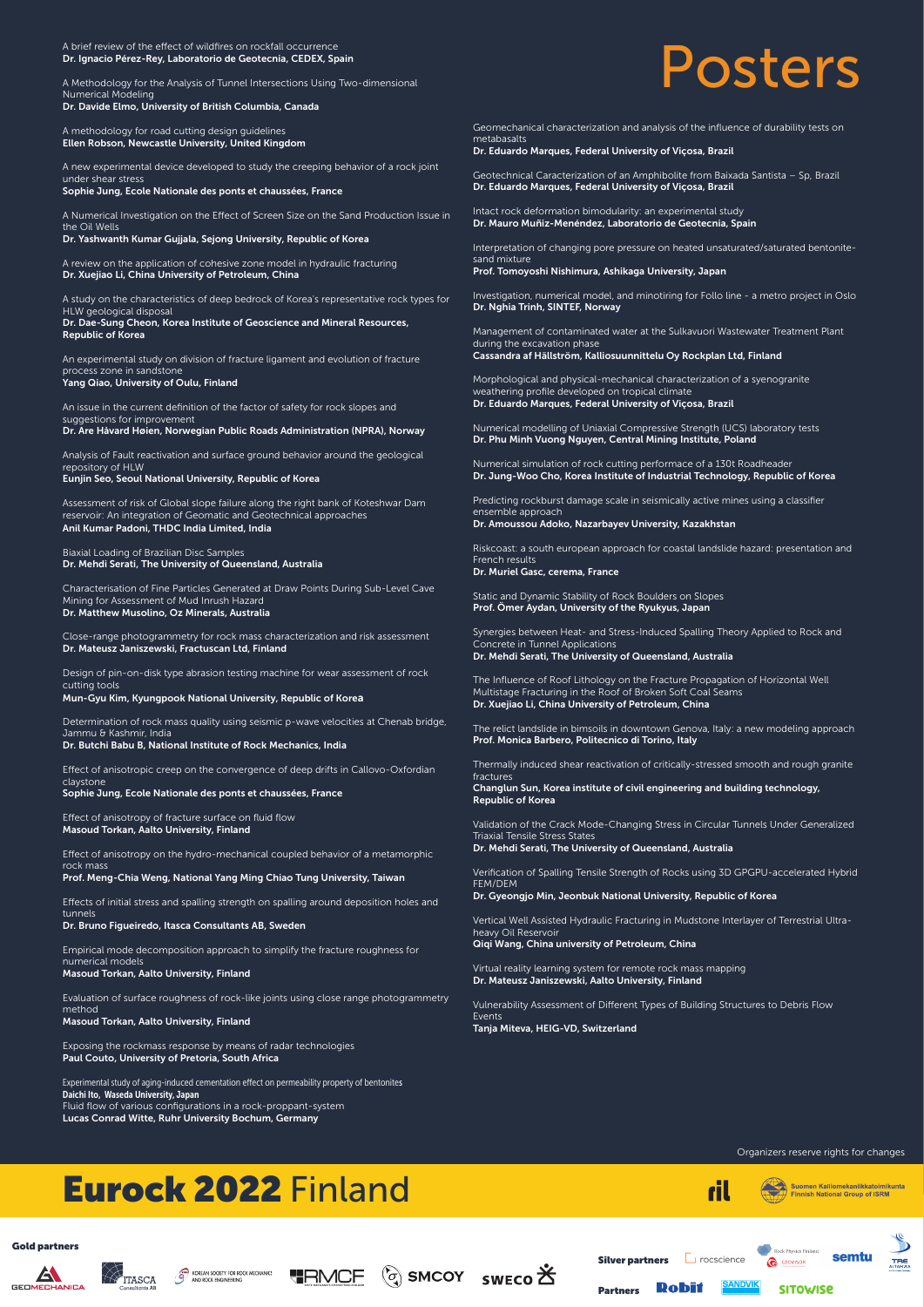# Posters

A brief review of the effect of wildfires on rockfall occurrence
**Dr. Ignacio Pérez-Rey, Laboratorio de Geotecnia, CEDEX, Spain**

A Methodology for the Analysis of Tunnel Intersections Using Two-dimensional Numerical Modeling
**Dr. Davide Elmo, University of British Columbia, Canada**

A methodology for road cutting design guidelines
**Ellen Robson, Newcastle University, United Kingdom**

A new experimental device developed to study the creeping behavior of a rock joint under shear stress
**Sophie Jung, Ecole Nationale des ponts et chaussées, France**

A Numerical Investigation on the Effect of Screen Size on the Sand Production Issue in the Oil Wells
**Dr. Yashwanth Kumar Gujjala, Sejong University, Republic of Korea**

A review on the application of cohesive zone model in hydraulic fracturing
**Dr. Xuejiao Li, China University of Petroleum, China**

A study on the characteristics of deep bedrock of Korea's representative rock types for HLW geological disposal
**Dr. Dae-Sung Cheon, Korea Institute of Geoscience and Mineral Resources, Republic of Korea**

An experimental study on division of fracture ligament and evolution of fracture process zone in sandstone
**Yang Qiao, University of Oulu, Finland**

An issue in the current definition of the factor of safety for rock slopes and suggestions for improvement
**Dr. Are Håvard Høien, Norwegian Public Roads Administration (NPRA), Norway**

Analysis of Fault reactivation and surface ground behavior around the geological repository of HLW
**Eunjin Seo, Seoul National University, Republic of Korea**

Assessment of risk of Global slope failure along the right bank of Koteshwar Dam reservoir: An integration of Geomatic and Geotechnical approaches
**Anil Kumar Padoni, THDC India Limited, India**

Biaxial Loading of Brazilian Disc Samples
**Dr. Mehdi Serati, The University of Queensland, Australia**

Characterisation of Fine Particles Generated at Draw Points During Sub-Level Cave Mining for Assessment of Mud Inrush Hazard
**Dr. Matthew Musolino, Oz Minerals, Australia**

Close-range photogrammetry for rock mass characterization and risk assessment
**Dr. Mateusz Janiszewski, Fractuscan Ltd, Finland**

Design of pin-on-disk type abrasion testing machine for wear assessment of rock cutting tools
**Mun-Gyu Kim, Kyungpook National University, Republic of Korea**

Determination of rock mass quality using seismic p-wave velocities at Chenab bridge, Jammu & Kashmir, India
**Dr. Butchi Babu B, National Institute of Rock Mechanics, India**

Effect of anisotropic creep on the convergence of deep drifts in Callovo-Oxfordian claystone
**Sophie Jung, Ecole Nationale des ponts et chaussées, France**

Effect of anisotropy of fracture surface on fluid flow
**Masoud Torkan, Aalto University, Finland**

Effect of anisotropy on the hydro-mechanical coupled behavior of a metamorphic rock mass
**Prof. Meng-Chia Weng, National Yang Ming Chiao Tung University, Taiwan**

Effects of initial stress and spalling strength on spalling around deposition holes and tunnels
**Dr. Bruno Figueiredo, Itasca Consultants AB, Sweden**

Empirical mode decomposition approach to simplify the fracture roughness for numerical models
**Masoud Torkan, Aalto University, Finland**

Evaluation of surface roughness of rock-like joints using close range photogrammetry method
**Masoud Torkan, Aalto University, Finland**

Exposing the rockmass response by means of radar technologies
**Paul Couto, University of Pretoria, South Africa**

Experimental study of aging-induced cementation effect on permeability property of bentonites
**Daichi Ito, Waseda University, Japan**

Fluid flow of various configurations in a rock-proppant-system
**Lucas Conrad Witte, Ruhr University Bochum, Germany**

Geomechanical characterization and analysis of the influence of durability tests on metabasalts
**Dr. Eduardo Marques, Federal University of Viçosa, Brazil**

Geotechnical Caracterization of an Amphibolite from Baixada Santista – Sp, Brazil
**Dr. Eduardo Marques, Federal University of Viçosa, Brazil**

Intact rock deformation bimodularity: an experimental study
**Dr. Mauro Muñiz-Menéndez, Laboratorio de Geotecnia, Spain**

Interpretation of changing pore pressure on heated unsaturated/saturated bentonite-sand mixture
**Prof. Tomoyoshi Nishimura, Ashikaga University, Japan**

Investigation, numerical model, and minotiring for Follo line - a metro project in Oslo
**Dr. Nghia Trinh, SINTEF, Norway**

Management of contaminated water at the Sulkavuori Wastewater Treatment Plant during the excavation phase
**Cassandra af Hällström, Kalliosuunnittelu Oy Rockplan Ltd, Finland**

Morphological and physical-mechanical characterization of a syenogranite weathering profile developed on tropical climate
**Dr. Eduardo Marques, Federal University of Viçosa, Brazil**

Numerical modelling of Uniaxial Compressive Strength (UCS) laboratory tests
**Dr. Phu Minh Vuong Nguyen, Central Mining Institute, Poland**

Numerical simulation of rock cutting performace of a 130t Roadheader
**Dr. Jung-Woo Cho, Korea Institute of Industrial Technology, Republic of Korea**

Predicting rockburst damage scale in seismically active mines using a classifier ensemble approach
**Dr. Amoussou Adoko, Nazarbayev University, Kazakhstan**

Riskcoast: a south european approach for coastal landslide hazard: presentation and French results
**Dr. Muriel Gasc, cerema, France**

Static and Dynamic Stability of Rock Boulders on Slopes
**Prof. Ömer Aydan, University of the Ryukyus, Japan**

Synergies between Heat- and Stress-Induced Spalling Theory Applied to Rock and Concrete in Tunnel Applications
**Dr. Mehdi Serati, The University of Queensland, Australia**

The Influence of Roof Lithology on the Fracture Propagation of Horizontal Well Multistage Fracturing in the Roof of Broken Soft Coal Seams
**Dr. Xuejiao Li, China University of Petroleum, China**

The relict landslide in bimsoils in downtown Genova, Italy: a new modeling approach
**Prof. Monica Barbero, Politecnico di Torino, Italy**

Thermally induced shear reactivation of critically-stressed smooth and rough granite fractures
**Changlun Sun, Korea institute of civil engineering and building technology, Republic of Korea**

Validation of the Crack Mode-Changing Stress in Circular Tunnels Under Generalized Triaxial Tensile Stress States
**Dr. Mehdi Serati, The University of Queensland, Australia**

Verification of Spalling Tensile Strength of Rocks using 3D GPGPU-accelerated Hybrid FEM/DEM
**Dr. Gyeongjo Min, Jeonbuk National University, Republic of Korea**

Vertical Well Assisted Hydraulic Fracturing in Mudstone Interlayer of Terrestrial Ultra-heavy Oil Reservoir
**Qiqi Wang, China university of Petroleum, China**

Virtual reality learning system for remote rock mass mapping
**Dr. Mateusz Janiszewski, Aalto University, Finland**

Vulnerability Assessment of Different Types of Building Structures to Debris Flow Events
**Tanja Miteva, HEIG-VD, Switzerland**

Organizers reserve rights for changes

**Eurock 2022** Finland

ril — Suomen Kalliomekaniikkatoimikunta / Finnish National Group of ISRM

**Gold partners**: Geomechanica, Itasca Consultants AB, Korean Society for Rock Mechanics and Rock Engineering, RMCF, SMCOY, Sweco

**Silver partners**: rocscience, Rock Physics Finland, Geovisor, semtu, TRE Altamira

**Partners**: Robit, Sandvik, Sitowise